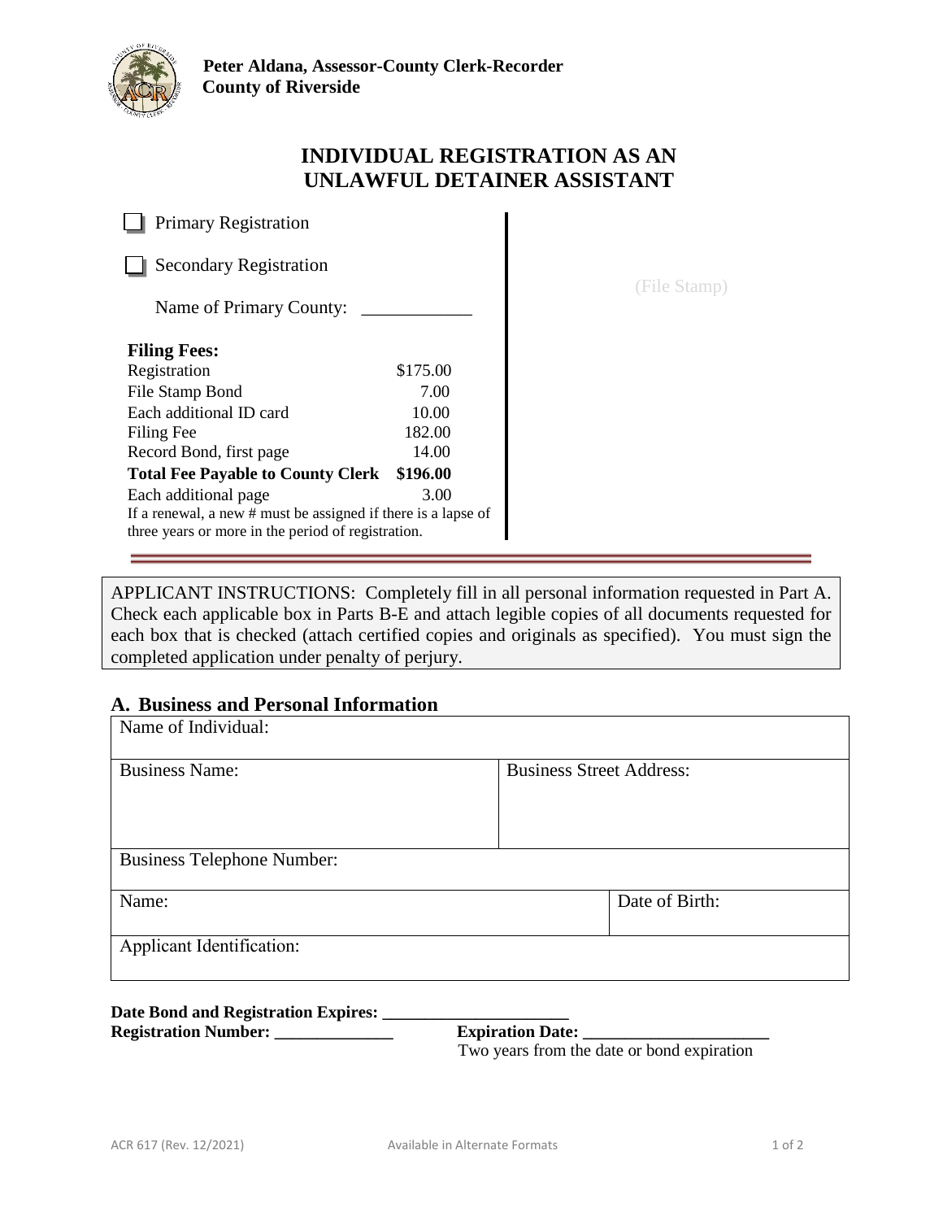**Peter Aldana, Assessor-County Clerk-Recorder**
**County of Riverside**

# INDIVIDUAL REGISTRATION AS AN UNLAWFUL DETAINER ASSISTANT

☐ Primary Registration

☐ Secondary Registration

Name of Primary County: ____________

(File Stamp)

**Filing Fees:**

| | |
|---|---|
| Registration | $175.00 |
| File Stamp Bond | 7.00 |
| Each additional ID card | 10.00 |
| Filing Fee | 182.00 |
| Record Bond, first page | 14.00 |
| **Total Fee Payable to County Clerk** | **$196.00** |
| Each additional page | 3.00 |

If a renewal, a new # must be assigned if there is a lapse of three years or more in the period of registration.

APPLICANT INSTRUCTIONS: Completely fill in all personal information requested in Part A. Check each applicable box in Parts B-E and attach legible copies of all documents requested for each box that is checked (attach certified copies and originals as specified). You must sign the completed application under penalty of perjury.

## A. Business and Personal Information

| | |
|---|---|
| Name of Individual: | |
| Business Name: | Business Street Address: |
| Business Telephone Number: | |
| Name: | Date of Birth: |
| Applicant Identification: | |

**Date Bond and Registration Expires: ______________________**

**Registration Number: ______________** **Expiration Date: ______________________**
Two years from the date or bond expiration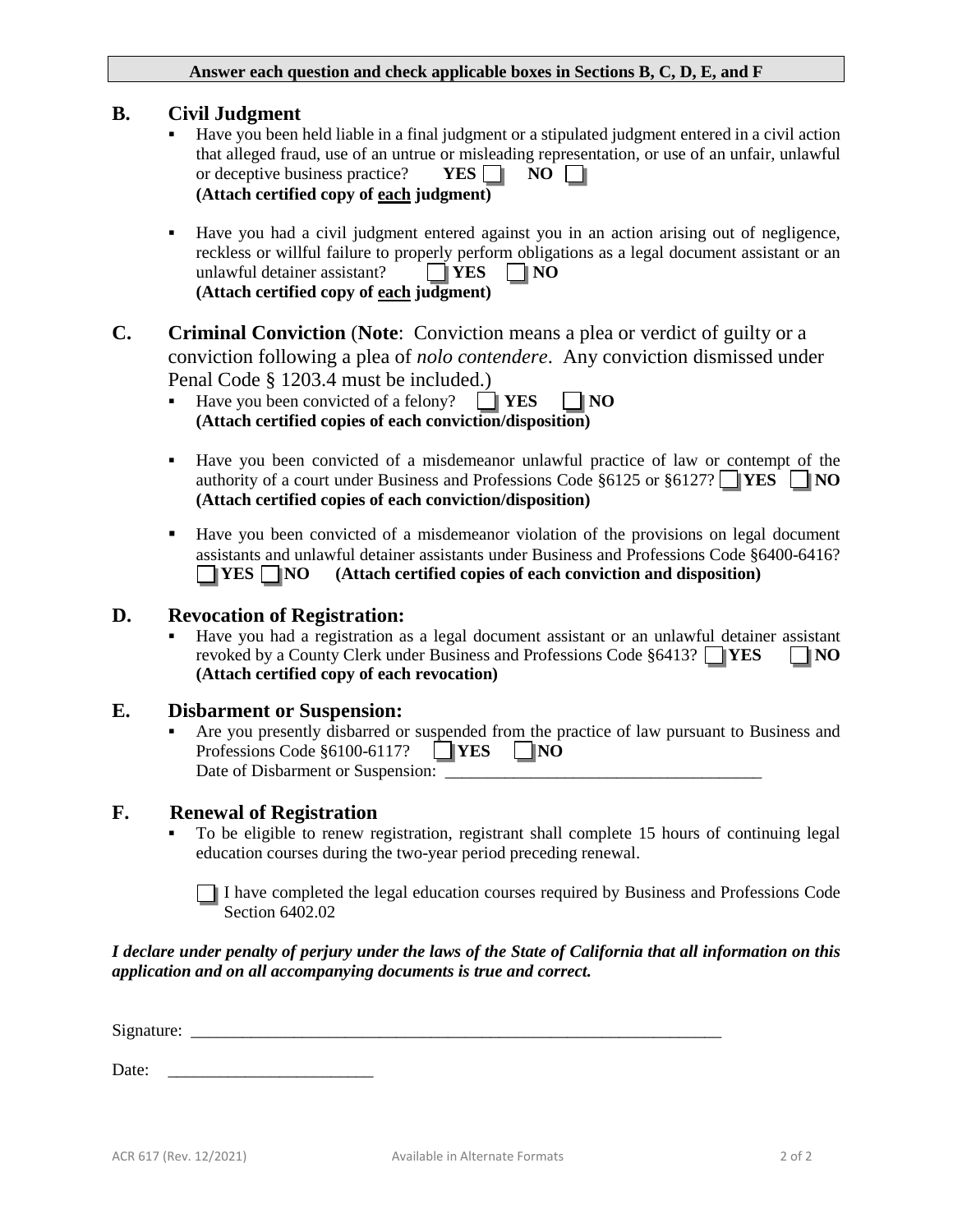**Answer each question and check applicable boxes in Sections B, C, D, E, and F**

## B. Civil Judgment

- Have you been held liable in a final judgment or a stipulated judgment entered in a civil action that alleged fraud, use of an untrue or misleading representation, or use of an unfair, unlawful or deceptive business practice? **YES** ☐ **NO** ☐
  **(Attach certified copy of <u>each</u> judgment)**

- Have you had a civil judgment entered against you in an action arising out of negligence, reckless or willful failure to properly perform obligations as a legal document assistant or an unlawful detainer assistant? ☐ **YES** ☐ **NO**
  **(Attach certified copy of <u>each</u> judgment)**

## C. Criminal Conviction (Note: Conviction means a plea or verdict of guilty or a conviction following a plea of *nolo contendere*. Any conviction dismissed under Penal Code § 1203.4 must be included.)

- Have you been convicted of a felony? ☐ **YES** ☐ **NO**
  **(Attach certified copies of each conviction/disposition)**

- Have you been convicted of a misdemeanor unlawful practice of law or contempt of the authority of a court under Business and Professions Code §6125 or §6127? ☐ **YES** ☐ **NO**
  **(Attach certified copies of each conviction/disposition)**

- Have you been convicted of a misdemeanor violation of the provisions on legal document assistants and unlawful detainer assistants under Business and Professions Code §6400-6416?
  ☐ **YES** ☐ **NO** **(Attach certified copies of each conviction and disposition)**

## D. Revocation of Registration:

- Have you had a registration as a legal document assistant or an unlawful detainer assistant revoked by a County Clerk under Business and Professions Code §6413? ☐ **YES** ☐ **NO**
  **(Attach certified copy of each revocation)**

## E. Disbarment or Suspension:

- Are you presently disbarred or suspended from the practice of law pursuant to Business and Professions Code §6100-6117? ☐ **YES** ☐ **NO**
  Date of Disbarment or Suspension: ______________________________________

## F. Renewal of Registration

- To be eligible to renew registration, registrant shall complete 15 hours of continuing legal education courses during the two-year period preceding renewal.

  ☐ I have completed the legal education courses required by Business and Professions Code Section 6402.02

***I declare under penalty of perjury under the laws of the State of California that all information on this application and on all accompanying documents is true and correct.***

Signature: ____________________________________________________________________

Date: _________________________

ACR 617 (Rev. 12/2021) Available in Alternate Formats